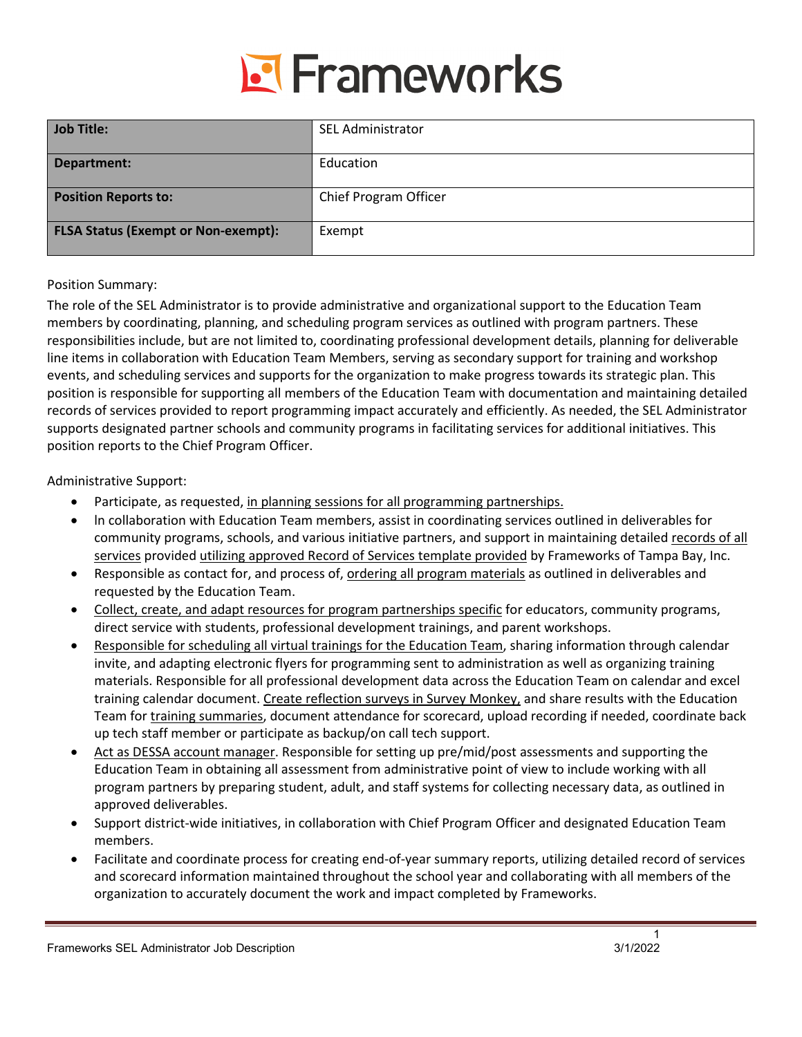# Frameworks

| Job Title: | SEL Administrator |
|---|---|
| Department: | Education |
| Position Reports to: | Chief Program Officer |
| FLSA Status (Exempt or Non-exempt): | Exempt |

Position Summary:

The role of the SEL Administrator is to provide administrative and organizational support to the Education Team members by coordinating, planning, and scheduling program services as outlined with program partners. These responsibilities include, but are not limited to, coordinating professional development details, planning for deliverable line items in collaboration with Education Team Members, serving as secondary support for training and workshop events, and scheduling services and supports for the organization to make progress towards its strategic plan. This position is responsible for supporting all members of the Education Team with documentation and maintaining detailed records of services provided to report programming impact accurately and efficiently. As needed, the SEL Administrator supports designated partner schools and community programs in facilitating services for additional initiatives. This position reports to the Chief Program Officer.

Administrative Support:

- Participate, as requested, in planning sessions for all programming partnerships.
- In collaboration with Education Team members, assist in coordinating services outlined in deliverables for community programs, schools, and various initiative partners, and support in maintaining detailed records of all services provided utilizing approved Record of Services template provided by Frameworks of Tampa Bay, Inc.
- Responsible as contact for, and process of, ordering all program materials as outlined in deliverables and requested by the Education Team.
- Collect, create, and adapt resources for program partnerships specific for educators, community programs, direct service with students, professional development trainings, and parent workshops.
- Responsible for scheduling all virtual trainings for the Education Team, sharing information through calendar invite, and adapting electronic flyers for programming sent to administration as well as organizing training materials. Responsible for all professional development data across the Education Team on calendar and excel training calendar document. Create reflection surveys in Survey Monkey, and share results with the Education Team for training summaries, document attendance for scorecard, upload recording if needed, coordinate back up tech staff member or participate as backup/on call tech support.
- Act as DESSA account manager. Responsible for setting up pre/mid/post assessments and supporting the Education Team in obtaining all assessment from administrative point of view to include working with all program partners by preparing student, adult, and staff systems for collecting necessary data, as outlined in approved deliverables.
- Support district-wide initiatives, in collaboration with Chief Program Officer and designated Education Team members.
- Facilitate and coordinate process for creating end-of-year summary reports, utilizing detailed record of services and scorecard information maintained throughout the school year and collaborating with all members of the organization to accurately document the work and impact completed by Frameworks.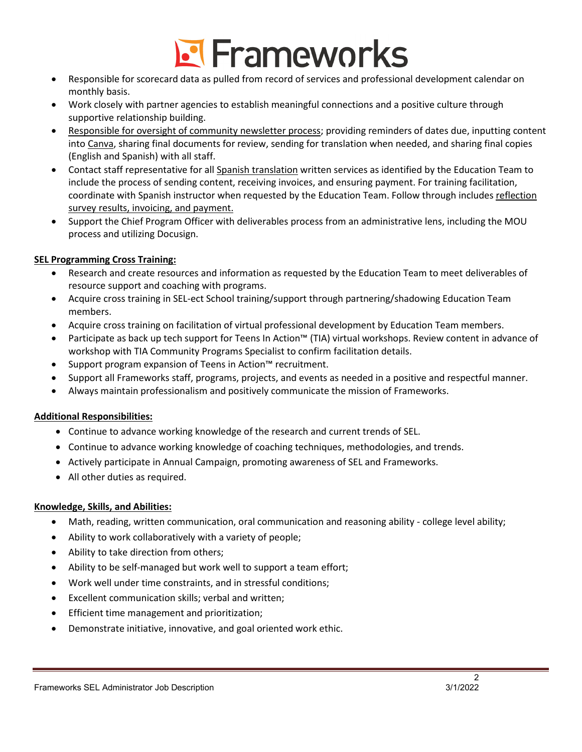- Responsible for scorecard data as pulled from record of services and professional development calendar on monthly basis.
- Work closely with partner agencies to establish meaningful connections and a positive culture through supportive relationship building.
- Responsible for oversight of community newsletter process; providing reminders of dates due, inputting content into Canva, sharing final documents for review, sending for translation when needed, and sharing final copies (English and Spanish) with all staff.
- Contact staff representative for all Spanish translation written services as identified by the Education Team to include the process of sending content, receiving invoices, and ensuring payment. For training facilitation, coordinate with Spanish instructor when requested by the Education Team. Follow through includes reflection survey results, invoicing, and payment.
- Support the Chief Program Officer with deliverables process from an administrative lens, including the MOU process and utilizing Docusign.

**SEL Programming Cross Training:**

- Research and create resources and information as requested by the Education Team to meet deliverables of resource support and coaching with programs.
- Acquire cross training in SEL-ect School training/support through partnering/shadowing Education Team members.
- Acquire cross training on facilitation of virtual professional development by Education Team members.
- Participate as back up tech support for Teens In Action™ (TIA) virtual workshops. Review content in advance of workshop with TIA Community Programs Specialist to confirm facilitation details.
- Support program expansion of Teens in Action™ recruitment.
- Support all Frameworks staff, programs, projects, and events as needed in a positive and respectful manner.
- Always maintain professionalism and positively communicate the mission of Frameworks.

**Additional Responsibilities:**

- Continue to advance working knowledge of the research and current trends of SEL.
- Continue to advance working knowledge of coaching techniques, methodologies, and trends.
- Actively participate in Annual Campaign, promoting awareness of SEL and Frameworks.
- All other duties as required.

**Knowledge, Skills, and Abilities:**

- Math, reading, written communication, oral communication and reasoning ability - college level ability;
- Ability to work collaboratively with a variety of people;
- Ability to take direction from others;
- Ability to be self-managed but work well to support a team effort;
- Work well under time constraints, and in stressful conditions;
- Excellent communication skills; verbal and written;
- Efficient time management and prioritization;
- Demonstrate initiative, innovative, and goal oriented work ethic.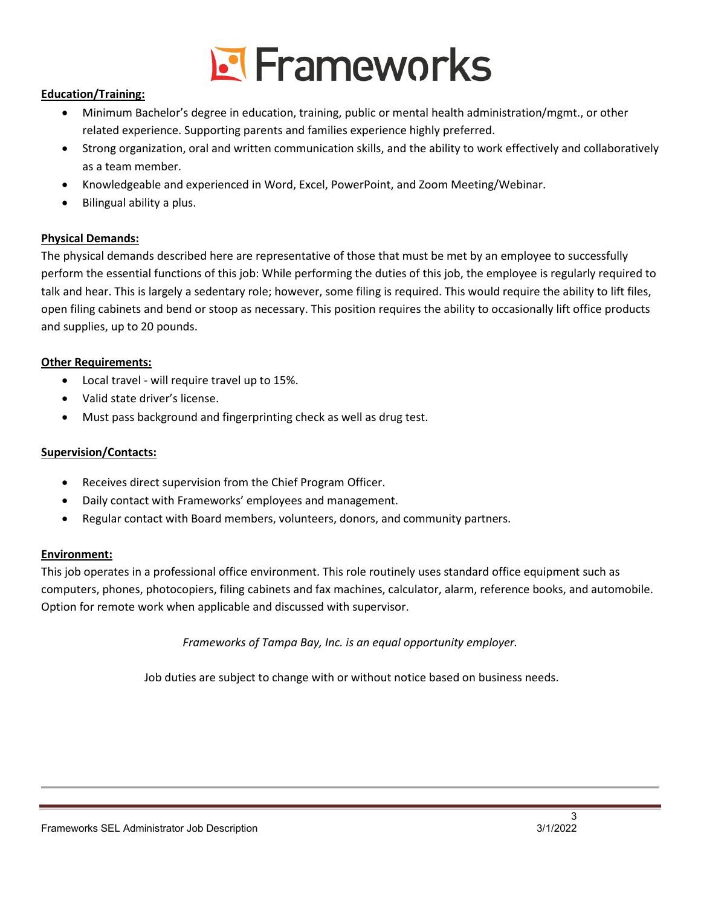**Education/Training:**

- Minimum Bachelor's degree in education, training, public or mental health administration/mgmt., or other related experience. Supporting parents and families experience highly preferred.
- Strong organization, oral and written communication skills, and the ability to work effectively and collaboratively as a team member.
- Knowledgeable and experienced in Word, Excel, PowerPoint, and Zoom Meeting/Webinar.
- Bilingual ability a plus.

**Physical Demands:**

The physical demands described here are representative of those that must be met by an employee to successfully perform the essential functions of this job: While performing the duties of this job, the employee is regularly required to talk and hear. This is largely a sedentary role; however, some filing is required. This would require the ability to lift files, open filing cabinets and bend or stoop as necessary. This position requires the ability to occasionally lift office products and supplies, up to 20 pounds.

**Other Requirements:**

- Local travel - will require travel up to 15%.
- Valid state driver's license.
- Must pass background and fingerprinting check as well as drug test.

**Supervision/Contacts:**

- Receives direct supervision from the Chief Program Officer.
- Daily contact with Frameworks' employees and management.
- Regular contact with Board members, volunteers, donors, and community partners.

**Environment:**

This job operates in a professional office environment. This role routinely uses standard office equipment such as computers, phones, photocopiers, filing cabinets and fax machines, calculator, alarm, reference books, and automobile. Option for remote work when applicable and discussed with supervisor.

*Frameworks of Tampa Bay, Inc. is an equal opportunity employer.*

Job duties are subject to change with or without notice based on business needs.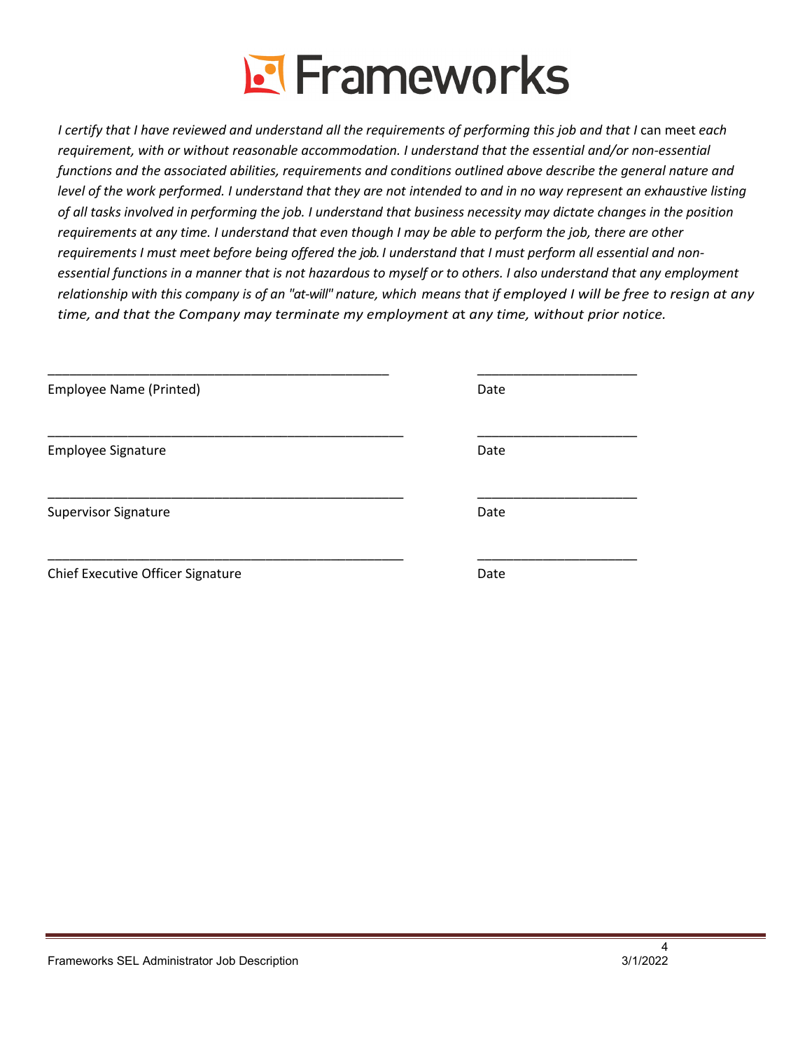# Frameworks

*I certify that I have reviewed and understand all the requirements of performing this job and that I* can meet *each requirement, with or without reasonable accommodation. I understand that the essential and/or non-essential functions and the associated abilities, requirements and conditions outlined above describe the general nature and level of the work performed. I understand that they are not intended to and in no way represent an exhaustive listing of all tasks involved in performing the job. I understand that business necessity may dictate changes in the position requirements at any time. I understand that even though I may be able to perform the job, there are other requirements I must meet before being offered the job. I understand that I must perform all essential and non-essential functions in a manner that is not hazardous to myself or to others. I also understand that any employment relationship with this company is of an "at-will" nature, which means that if employed I will be free to resign at any time, and that the Company may terminate my employment a*t *any time, without prior notice.*

_______________________________________________ &nbsp;&nbsp;&nbsp;&nbsp; _____________________

Employee Name (Printed) &nbsp;&nbsp;&nbsp;&nbsp; Date

_______________________________________________ &nbsp;&nbsp;&nbsp;&nbsp; _____________________

Employee Signature &nbsp;&nbsp;&nbsp;&nbsp; Date

_______________________________________________ &nbsp;&nbsp;&nbsp;&nbsp; _____________________

Supervisor Signature &nbsp;&nbsp;&nbsp;&nbsp; Date

_______________________________________________ &nbsp;&nbsp;&nbsp;&nbsp; _____________________

Chief Executive Officer Signature &nbsp;&nbsp;&nbsp;&nbsp; Date